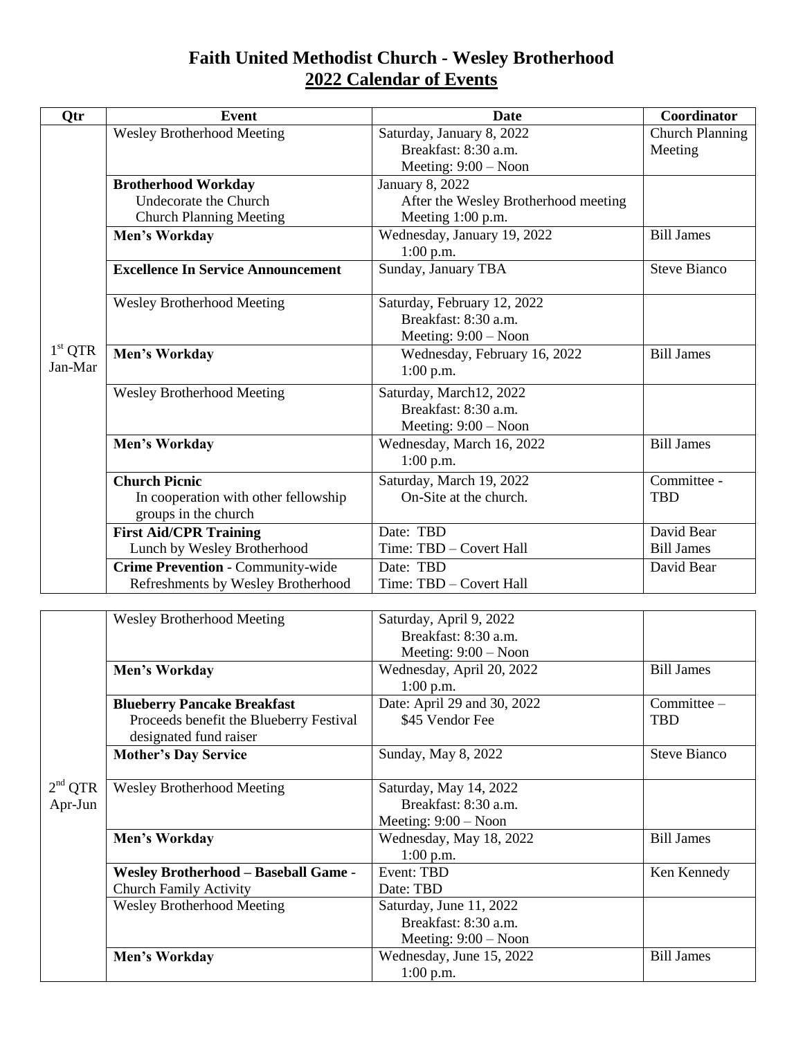# Faith United Methodist Church - Wesley Brotherhood

## 2022 Calendar of Events

| Qtr | Event | Date | Coordinator |
|---|---|---|---|
| 1st QTR Jan-Mar | Wesley Brotherhood Meeting | Saturday, January 8, 2022<br>Breakfast: 8:30 a.m.<br>Meeting: 9:00 – Noon | Church Planning Meeting |
| | **Brotherhood Workday**<br>Undecorate the Church<br>Church Planning Meeting | January 8, 2022<br>After the Wesley Brotherhood meeting<br>Meeting 1:00 p.m. | |
| | **Men's Workday** | Wednesday, January 19, 2022<br>1:00 p.m. | Bill James |
| | **Excellence In Service Announcement** | Sunday, January TBA | Steve Bianco |
| | Wesley Brotherhood Meeting | Saturday, February 12, 2022<br>Breakfast: 8:30 a.m.<br>Meeting: 9:00 – Noon | |
| | **Men's Workday** | Wednesday, February 16, 2022<br>1:00 p.m. | Bill James |
| | Wesley Brotherhood Meeting | Saturday, March12, 2022<br>Breakfast: 8:30 a.m.<br>Meeting: 9:00 – Noon | |
| | **Men's Workday** | Wednesday, March 16, 2022<br>1:00 p.m. | Bill James |
| | **Church Picnic**<br>In cooperation with other fellowship groups in the church | Saturday, March 19, 2022<br>On-Site at the church. | Committee - TBD |
| | **First Aid/CPR Training**<br>Lunch by Wesley Brotherhood | Date: TBD<br>Time: TBD – Covert Hall | David Bear<br>Bill James |
| | **Crime Prevention** - Community-wide<br>Refreshments by Wesley Brotherhood | Date: TBD<br>Time: TBD – Covert Hall | David Bear |

| Qtr | Event | Date | Coordinator |
|---|---|---|---|
| 2nd QTR Apr-Jun | Wesley Brotherhood Meeting | Saturday, April 9, 2022<br>Breakfast: 8:30 a.m.<br>Meeting: 9:00 – Noon | |
| | **Men's Workday** | Wednesday, April 20, 2022<br>1:00 p.m. | Bill James |
| | **Blueberry Pancake Breakfast**<br>Proceeds benefit the Blueberry Festival designated fund raiser | Date: April 29 and 30, 2022<br>$45 Vendor Fee | Committee – TBD |
| | **Mother's Day Service** | Sunday, May 8, 2022 | Steve Bianco |
| | Wesley Brotherhood Meeting | Saturday, May 14, 2022<br>Breakfast: 8:30 a.m.<br>Meeting: 9:00 – Noon | |
| | **Men's Workday** | Wednesday, May 18, 2022<br>1:00 p.m. | Bill James |
| | **Wesley Brotherhood – Baseball Game** -<br>Church Family Activity | Event: TBD<br>Date: TBD | Ken Kennedy |
| | Wesley Brotherhood Meeting | Saturday, June 11, 2022<br>Breakfast: 8:30 a.m.<br>Meeting: 9:00 – Noon | |
| | **Men's Workday** | Wednesday, June 15, 2022<br>1:00 p.m. | Bill James |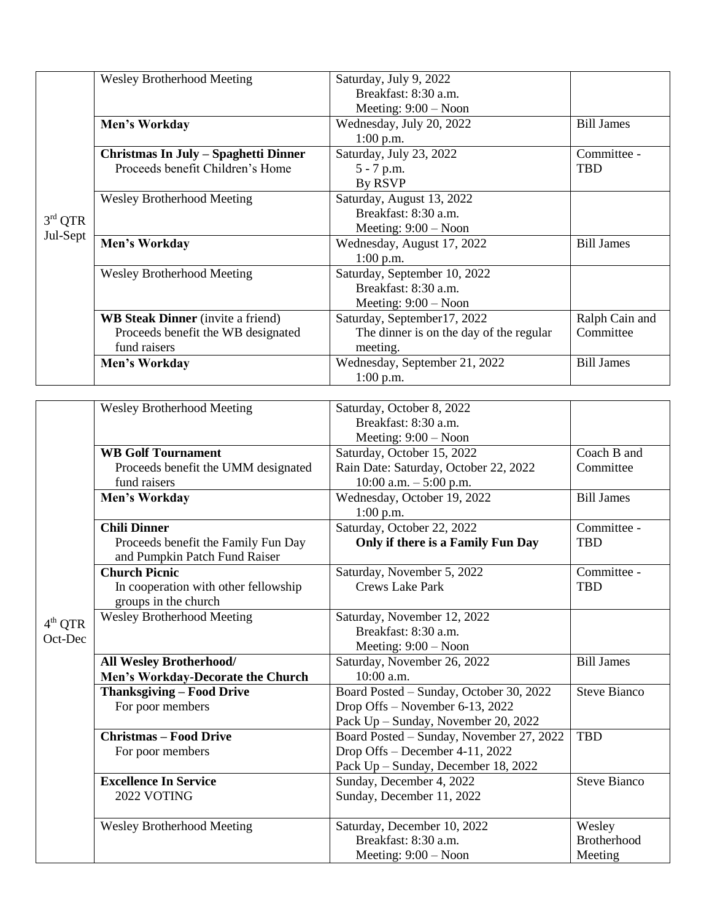| | | | |
|---|---|---|---|
| 3rd QTR Jul-Sept | Wesley Brotherhood Meeting | Saturday, July 9, 2022<br>Breakfast: 8:30 a.m.<br>Meeting: 9:00 – Noon | |
| | **Men's Workday** | Wednesday, July 20, 2022<br>1:00 p.m. | Bill James |
| | **Christmas In July – Spaghetti Dinner**<br>Proceeds benefit Children's Home | Saturday, July 23, 2022<br>5 - 7 p.m.<br>By RSVP | Committee - TBD |
| | Wesley Brotherhood Meeting | Saturday, August 13, 2022<br>Breakfast: 8:30 a.m.<br>Meeting: 9:00 – Noon | |
| | **Men's Workday** | Wednesday, August 17, 2022<br>1:00 p.m. | Bill James |
| | Wesley Brotherhood Meeting | Saturday, September 10, 2022<br>Breakfast: 8:30 a.m.<br>Meeting: 9:00 – Noon | |
| | **WB Steak Dinner** (invite a friend)<br>Proceeds benefit the WB designated fund raisers | Saturday, September17, 2022<br>The dinner is on the day of the regular meeting. | Ralph Cain and Committee |
| | **Men's Workday** | Wednesday, September 21, 2022<br>1:00 p.m. | Bill James |

| | | | |
|---|---|---|---|
| 4th QTR Oct-Dec | Wesley Brotherhood Meeting | Saturday, October 8, 2022<br>Breakfast: 8:30 a.m.<br>Meeting: 9:00 – Noon | |
| | **WB Golf Tournament**<br>Proceeds benefit the UMM designated fund raisers | Saturday, October 15, 2022<br>Rain Date: Saturday, October 22, 2022<br>10:00 a.m. – 5:00 p.m. | Coach B and Committee |
| | **Men's Workday** | Wednesday, October 19, 2022<br>1:00 p.m. | Bill James |
| | **Chili Dinner**<br>Proceeds benefit the Family Fun Day and Pumpkin Patch Fund Raiser | Saturday, October 22, 2022<br>**Only if there is a Family Fun Day** | Committee - TBD |
| | **Church Picnic**<br>In cooperation with other fellowship groups in the church | Saturday, November 5, 2022<br>Crews Lake Park | Committee - TBD |
| | Wesley Brotherhood Meeting | Saturday, November 12, 2022<br>Breakfast: 8:30 a.m.<br>Meeting: 9:00 – Noon | |
| | **All Wesley Brotherhood/ Men's Workday-Decorate the Church** | Saturday, November 26, 2022<br>10:00 a.m. | Bill James |
| | **Thanksgiving – Food Drive**<br>For poor members | Board Posted – Sunday, October 30, 2022<br>Drop Offs – November 6-13, 2022<br>Pack Up – Sunday, November 20, 2022 | Steve Bianco |
| | **Christmas – Food Drive**<br>For poor members | Board Posted – Sunday, November 27, 2022<br>Drop Offs – December 4-11, 2022<br>Pack Up – Sunday, December 18, 2022 | TBD |
| | **Excellence In Service**<br>2022 VOTING | Sunday, December 4, 2022<br>Sunday, December 11, 2022 | Steve Bianco |
| | Wesley Brotherhood Meeting | Saturday, December 10, 2022<br>Breakfast: 8:30 a.m.<br>Meeting: 9:00 – Noon | Wesley Brotherhood Meeting |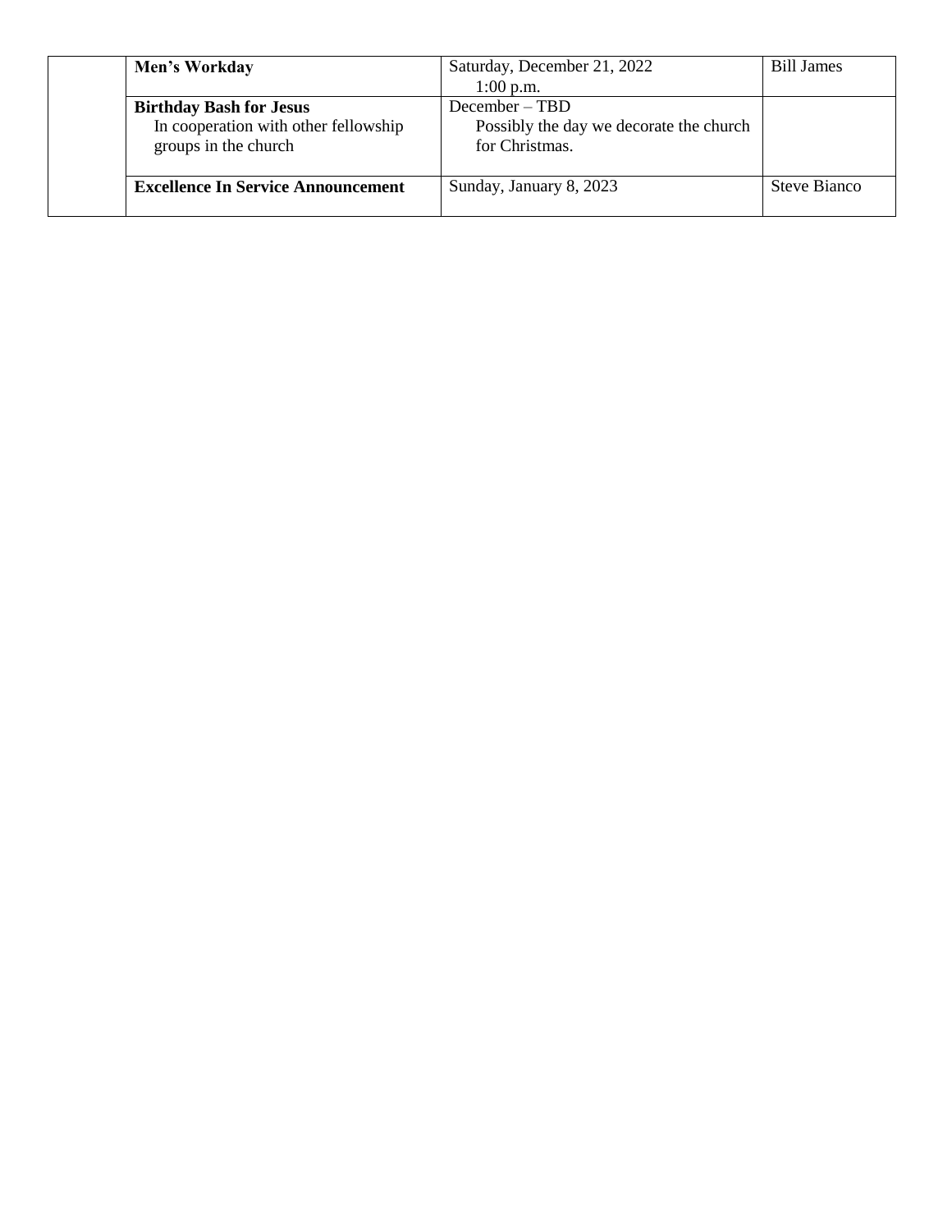| | | | |
|---|---|---|---|
| | **Men's Workday** | Saturday, December 21, 2022<br>1:00 p.m. | Bill James |
| | **Birthday Bash for Jesus**<br>In cooperation with other fellowship groups in the church | December – TBD<br>Possibly the day we decorate the church for Christmas. | |
| | **Excellence In Service Announcement** | Sunday, January 8, 2023 | Steve Bianco |